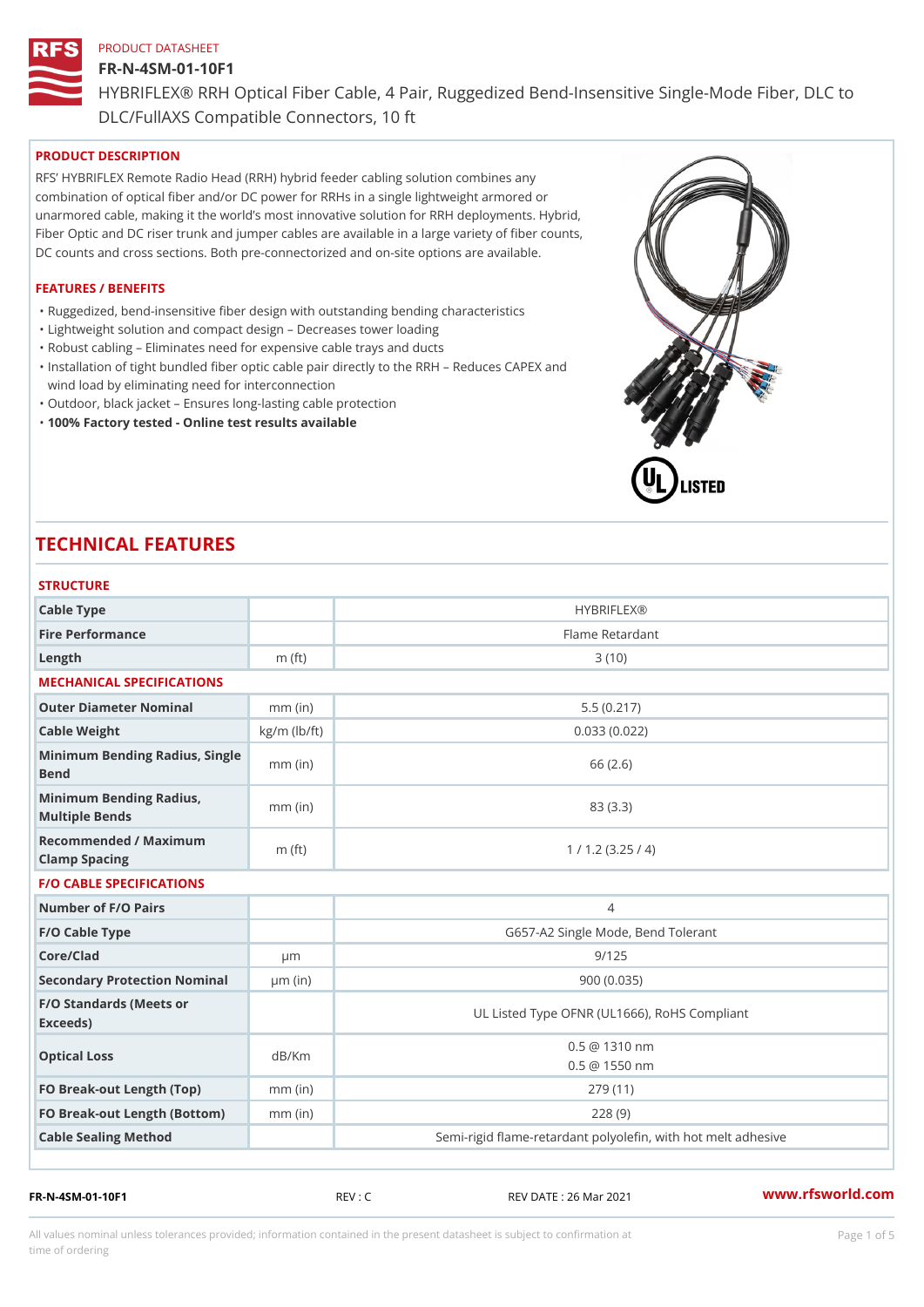PRODUCT DATASHEET

# FR-N-4SM-01-10F1

HYBRIFLEX® RRH Optical Fiber Cable, 4 Pair, Ruggedized Bend-Insensitive Single-Mode Fiber, DLC to DLC/FullAXS Compatible Connectors, 10 ft

## PRODUCT DESCRIPTION

RFS' HYBRIFLEX Remote Radio Head (RRH) hybrid feeder cabling solution combines any combination of optical fiber and/or DC power for RRHs in a single lightweight armored or unarmored cable, making it the world's most innovative solution for RRH deployments. Hybrid, Fiber Optic and DC riser trunk and jumper cables are available in a large variety of fiber counts, DC counts and cross sections. Both pre-connectorized and on-site options are available.

## FEATURES / BENEFITS

- Ruggedized, bend-insensitive fiber design with outstanding bending characteristics
- Lightweight solution and compact design – Decreases tower loading
- Robust cabling – Eliminates need for expensive cable trays and ducts
- Installation of tight bundled fiber optic cable pair directly to the RRH – Reduces CAPEX and wind load by eliminating need for interconnection
- Outdoor, black jacket – Ensures long-lasting cable protection
- **100% Factory tested - Online test results available**

# TECHNICAL FEATURES

## STRUCTURE

| | | |
|---|---|---|
| Cable Type | | HYBRIFLEX® |
| Fire Performance | | Flame Retardant |
| Length | m (ft) | 3 (10) |

## MECHANICAL SPECIFICATIONS

| | | |
|---|---|---|
| Outer Diameter Nominal | mm (in) | 5.5 (0.217) |
| Cable Weight | kg/m (lb/ft) | 0.033 (0.022) |
| Minimum Bending Radius, Single Bend | mm (in) | 66 (2.6) |
| Minimum Bending Radius, Multiple Bends | mm (in) | 83 (3.3) |
| Recommended / Maximum Clamp Spacing | m (ft) | 1 / 1.2 (3.25 / 4) |

## F/O CABLE SPECIFICATIONS

| | | |
|---|---|---|
| Number of F/O Pairs | | 4 |
| F/O Cable Type | | G657-A2 Single Mode, Bend Tolerant |
| Core/Clad | μm | 9/125 |
| Secondary Protection Nominal | μm (in) | 900 (0.035) |
| F/O Standards (Meets or Exceeds) | | UL Listed Type OFNR (UL1666), RoHS Compliant |
| Optical Loss | dB/Km | 0.5 @ 1310 nm<br>0.5 @ 1550 nm |
| FO Break-out Length (Top) | mm (in) | 279 (11) |
| FO Break-out Length (Bottom) | mm (in) | 228 (9) |
| Cable Sealing Method | | Semi-rigid flame-retardant polyolefin, with hot melt adhesive |

FR-N-4SM-01-10F1 REV : C REV DATE : 26 Mar 2021 www.rfsworld.com

All values nominal unless tolerances provided; information contained in the present datasheet is subject to confirmation at time of ordering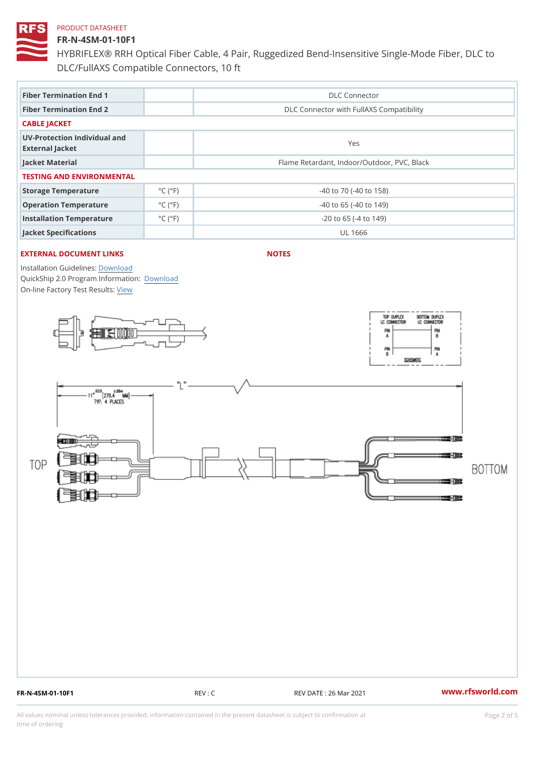PRODUCT DATASHEET

# FR-N-4SM-01-10F1

HYBRIFLEX® RRH Optical Fiber Cable, 4 Pair, Ruggedized Bend-Insensitive Single-Mode Fiber, DLC to DLC/FullAXS Compatible Connectors, 10 ft

| | | |
|---|---|---|
| Fiber Termination End 1 | | DLC Connector |
| Fiber Termination End 2 | | DLC Connector with FullAXS Compatibility |

## CABLE JACKET

| | | |
|---|---|---|
| UV-Protection Individual and External Jacket | | Yes |
| Jacket Material | | Flame Retardant, Indoor/Outdoor, PVC, Black |

## TESTING AND ENVIRONMENTAL

| | | |
|---|---|---|
| Storage Temperature | °C (°F) | -40 to 70 (-40 to 158) |
| Operation Temperature | °C (°F) | -40 to 65 (-40 to 149) |
| Installation Temperature | °C (°F) | -20 to 65 (-4 to 149) |
| Jacket Specifications | | UL 1666 |

## EXTERNAL DOCUMENT LINKS

Installation Guidelines: Download
QuickShip 2.0 Program Information: Download
On-line Factory Test Results: View

## NOTES

TOP DUPLEX LC CONNECTOR
BOTTOM DUPLEX LC CONNECTOR
PIN A
PIN B
PIN B
PIN A
SCHEMATIC

"L"
11" ±2.0 [279.4 ±.05m MM] TYP. 4 PLACES

TOP

BOTTOM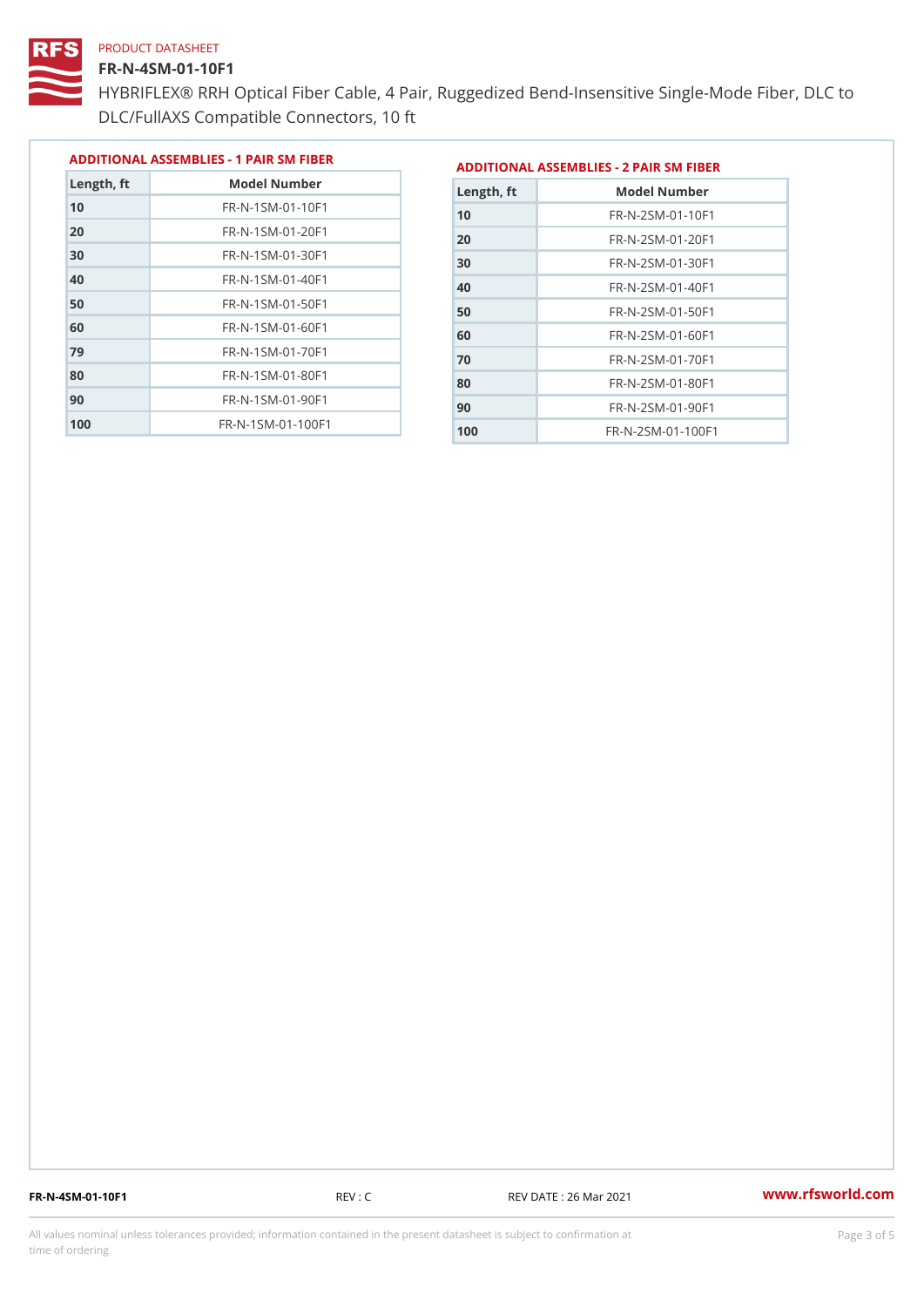PRODUCT DATASHEET

# FR-N-4SM-01-10F1

HYBRIFLEX® RRH Optical Fiber Cable, 4 Pair, Ruggedized Bend-Insensitive Single-Mode Fiber, DLC to DLC/FullAXS Compatible Connectors, 10 ft

## ADDITIONAL ASSEMBLIES - 1 PAIR SM FIBER

| Length, ft | Model Number |
|---|---|
| 10 | FR-N-1SM-01-10F1 |
| 20 | FR-N-1SM-01-20F1 |
| 30 | FR-N-1SM-01-30F1 |
| 40 | FR-N-1SM-01-40F1 |
| 50 | FR-N-1SM-01-50F1 |
| 60 | FR-N-1SM-01-60F1 |
| 79 | FR-N-1SM-01-70F1 |
| 80 | FR-N-1SM-01-80F1 |
| 90 | FR-N-1SM-01-90F1 |
| 100 | FR-N-1SM-01-100F1 |

## ADDITIONAL ASSEMBLIES - 2 PAIR SM FIBER

| Length, ft | Model Number |
|---|---|
| 10 | FR-N-2SM-01-10F1 |
| 20 | FR-N-2SM-01-20F1 |
| 30 | FR-N-2SM-01-30F1 |
| 40 | FR-N-2SM-01-40F1 |
| 50 | FR-N-2SM-01-50F1 |
| 60 | FR-N-2SM-01-60F1 |
| 70 | FR-N-2SM-01-70F1 |
| 80 | FR-N-2SM-01-80F1 |
| 90 | FR-N-2SM-01-90F1 |
| 100 | FR-N-2SM-01-100F1 |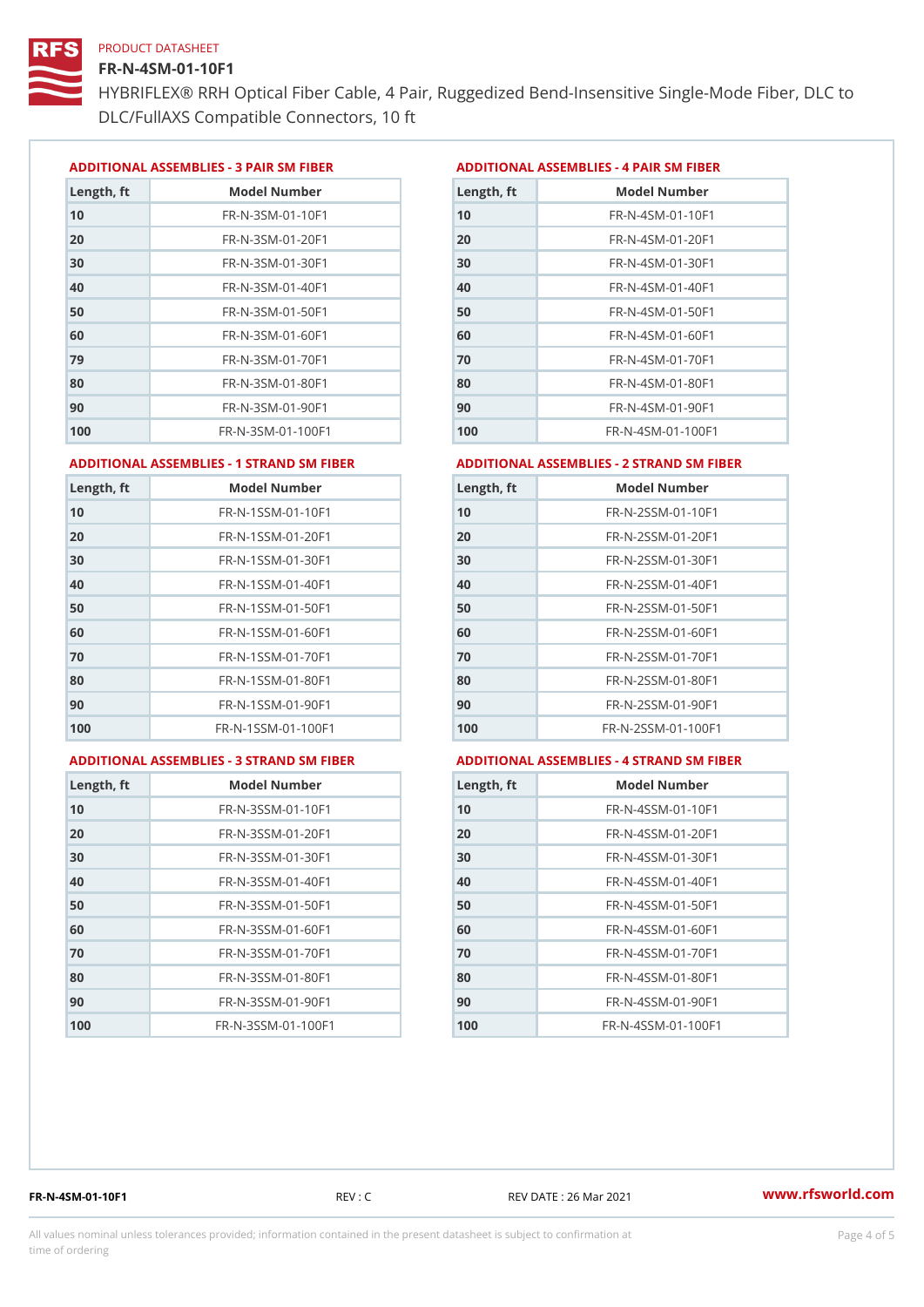PRODUCT DATASHEET

# FR-N-4SM-01-10F1

HYBRIFLEX® RRH Optical Fiber Cable, 4 Pair, Ruggedized Bend-Insensitive Single-Mode Fiber, DLC to DLC/FullAXS Compatible Connectors, 10 ft

## ADDITIONAL ASSEMBLIES - 3 PAIR SM FIBER

| Length, ft | Model Number |
|---|---|
| 10 | FR-N-3SM-01-10F1 |
| 20 | FR-N-3SM-01-20F1 |
| 30 | FR-N-3SM-01-30F1 |
| 40 | FR-N-3SM-01-40F1 |
| 50 | FR-N-3SM-01-50F1 |
| 60 | FR-N-3SM-01-60F1 |
| 79 | FR-N-3SM-01-70F1 |
| 80 | FR-N-3SM-01-80F1 |
| 90 | FR-N-3SM-01-90F1 |
| 100 | FR-N-3SM-01-100F1 |

## ADDITIONAL ASSEMBLIES - 4 PAIR SM FIBER

| Length, ft | Model Number |
|---|---|
| 10 | FR-N-4SM-01-10F1 |
| 20 | FR-N-4SM-01-20F1 |
| 30 | FR-N-4SM-01-30F1 |
| 40 | FR-N-4SM-01-40F1 |
| 50 | FR-N-4SM-01-50F1 |
| 60 | FR-N-4SM-01-60F1 |
| 70 | FR-N-4SM-01-70F1 |
| 80 | FR-N-4SM-01-80F1 |
| 90 | FR-N-4SM-01-90F1 |
| 100 | FR-N-4SM-01-100F1 |

## ADDITIONAL ASSEMBLIES - 1 STRAND SM FIBER

| Length, ft | Model Number |
|---|---|
| 10 | FR-N-1SSM-01-10F1 |
| 20 | FR-N-1SSM-01-20F1 |
| 30 | FR-N-1SSM-01-30F1 |
| 40 | FR-N-1SSM-01-40F1 |
| 50 | FR-N-1SSM-01-50F1 |
| 60 | FR-N-1SSM-01-60F1 |
| 70 | FR-N-1SSM-01-70F1 |
| 80 | FR-N-1SSM-01-80F1 |
| 90 | FR-N-1SSM-01-90F1 |
| 100 | FR-N-1SSM-01-100F1 |

## ADDITIONAL ASSEMBLIES - 2 STRAND SM FIBER

| Length, ft | Model Number |
|---|---|
| 10 | FR-N-2SSM-01-10F1 |
| 20 | FR-N-2SSM-01-20F1 |
| 30 | FR-N-2SSM-01-30F1 |
| 40 | FR-N-2SSM-01-40F1 |
| 50 | FR-N-2SSM-01-50F1 |
| 60 | FR-N-2SSM-01-60F1 |
| 70 | FR-N-2SSM-01-70F1 |
| 80 | FR-N-2SSM-01-80F1 |
| 90 | FR-N-2SSM-01-90F1 |
| 100 | FR-N-2SSM-01-100F1 |

## ADDITIONAL ASSEMBLIES - 3 STRAND SM FIBER

| Length, ft | Model Number |
|---|---|
| 10 | FR-N-3SSM-01-10F1 |
| 20 | FR-N-3SSM-01-20F1 |
| 30 | FR-N-3SSM-01-30F1 |
| 40 | FR-N-3SSM-01-40F1 |
| 50 | FR-N-3SSM-01-50F1 |
| 60 | FR-N-3SSM-01-60F1 |
| 70 | FR-N-3SSM-01-70F1 |
| 80 | FR-N-3SSM-01-80F1 |
| 90 | FR-N-3SSM-01-90F1 |
| 100 | FR-N-3SSM-01-100F1 |

## ADDITIONAL ASSEMBLIES - 4 STRAND SM FIBER

| Length, ft | Model Number |
|---|---|
| 10 | FR-N-4SSM-01-10F1 |
| 20 | FR-N-4SSM-01-20F1 |
| 30 | FR-N-4SSM-01-30F1 |
| 40 | FR-N-4SSM-01-40F1 |
| 50 | FR-N-4SSM-01-50F1 |
| 60 | FR-N-4SSM-01-60F1 |
| 70 | FR-N-4SSM-01-70F1 |
| 80 | FR-N-4SSM-01-80F1 |
| 90 | FR-N-4SSM-01-90F1 |
| 100 | FR-N-4SSM-01-100F1 |

FR-N-4SM-01-10F1 REV : C REV DATE : 26 Mar 2021 www.rfsworld.com

All values nominal unless tolerances provided; information contained in the present datasheet is subject to confirmation at time of ordering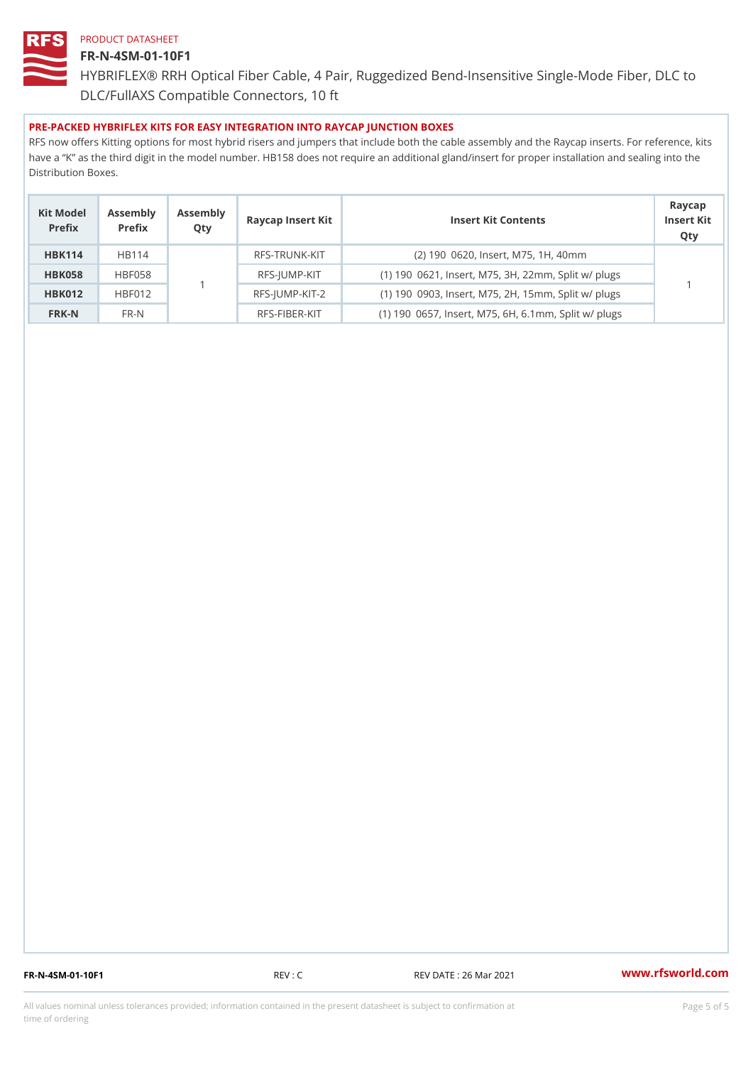PRODUCT DATASHEET

# FR-N-4SM-01-10F1

HYBRIFLEX® RRH Optical Fiber Cable, 4 Pair, Ruggedized Bend-Insensitive Single-Mode Fiber, DLC to DLC/FullAXS Compatible Connectors, 10 ft

## PRE-PACKED HYBRIFLEX KITS FOR EASY INTEGRATION INTO RAYCAP JUNCTION BOXES

RFS now offers Kitting options for most hybrid risers and jumpers that include both the cable assembly and the Raycap inserts. For reference, kits have a "K" as the third digit in the model number. HB158 does not require an additional gland/insert for proper installation and sealing into the Distribution Boxes.

| Kit Model Prefix | Assembly Prefix | Assembly Qty | Raycap Insert Kit | Insert Kit Contents | Raycap Insert Kit Qty |
|---|---|---|---|---|---|
| **HBK114** | HB114 | 1 | RFS-TRUNK-KIT | (2) 190 0620, Insert, M75, 1H, 40mm | 1 |
| **HBK058** | HBF058 | | RFS-JUMP-KIT | (1) 190 0621, Insert, M75, 3H, 22mm, Split w/ plugs | |
| **HBK012** | HBF012 | | RFS-JUMP-KIT-2 | (1) 190 0903, Insert, M75, 2H, 15mm, Split w/ plugs | |
| **FRK-N** | FR-N | | RFS-FIBER-KIT | (1) 190 0657, Insert, M75, 6H, 6.1mm, Split w/ plugs | |

FR-N-4SM-01-10F1 REV : C REV DATE : 26 Mar 2021 www.rfsworld.com

All values nominal unless tolerances provided; information contained in the present datasheet is subject to confirmation at time of ordering